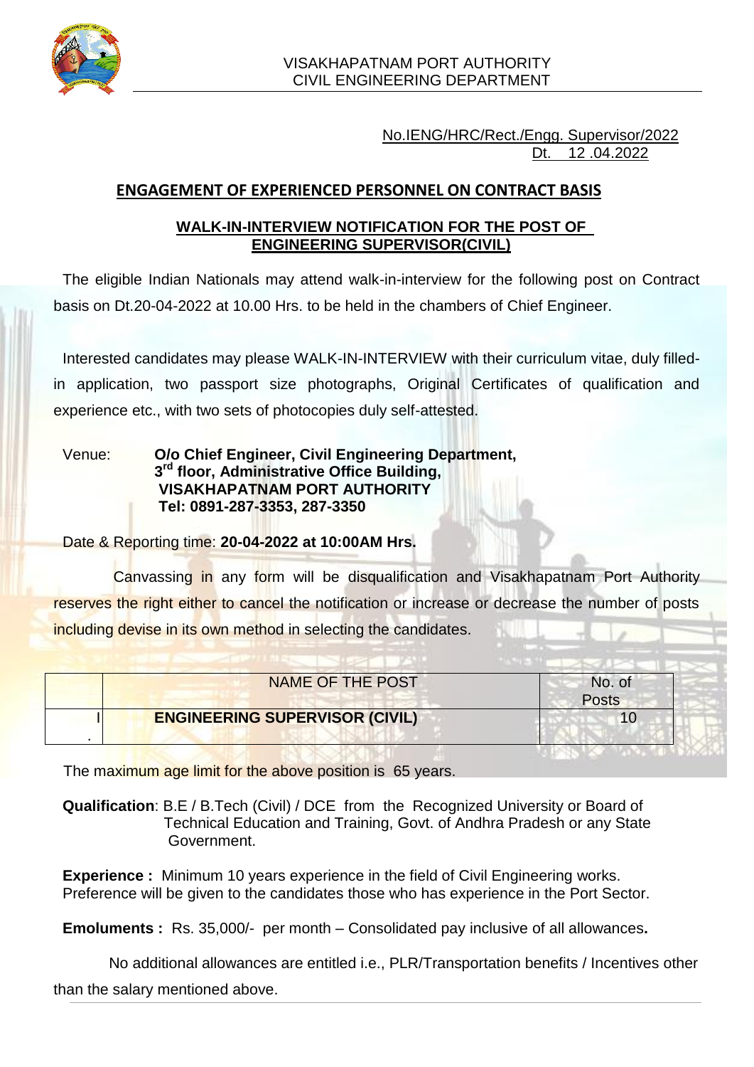VISAKHAPATNAM PORT AUTHORITY
CIVIL ENGINEERING DEPARTMENT

No.IENG/HRC/Rect./Engg. Supervisor/2022
Dt. 12 .04.2022

## ENGAGEMENT OF EXPERIENCED PERSONNEL ON CONTRACT BASIS

### WALK-IN-INTERVIEW NOTIFICATION FOR THE POST OF ENGINEERING SUPERVISOR(CIVIL)

The eligible Indian Nationals may attend walk-in-interview for the following post on Contract basis on Dt.20-04-2022 at 10.00 Hrs. to be held in the chambers of Chief Engineer.

Interested candidates may please WALK-IN-INTERVIEW with their curriculum vitae, duly filled-in application, two passport size photographs, Original Certificates of qualification and experience etc., with two sets of photocopies duly self-attested.

Venue: **O/o Chief Engineer, Civil Engineering Department,**
**3rd floor, Administrative Office Building,**
**VISAKHAPATNAM PORT AUTHORITY**
**Tel: 0891-287-3353, 287-3350**

Date & Reporting time: **20-04-2022 at 10:00AM Hrs.**

Canvassing in any form will be disqualification and Visakhapatnam Port Authority reserves the right either to cancel the notification or increase or decrease the number of posts including devise in its own method in selecting the candidates.

| | NAME OF THE POST | No. of Posts |
|---|---|---|
| I. | **ENGINEERING SUPERVISOR (CIVIL)** | 10 |

The maximum age limit for the above position is 65 years.

**Qualification**: B.E / B.Tech (Civil) / DCE from the Recognized University or Board of Technical Education and Training, Govt. of Andhra Pradesh or any State Government.

**Experience :** Minimum 10 years experience in the field of Civil Engineering works. Preference will be given to the candidates those who has experience in the Port Sector.

**Emoluments :** Rs. 35,000/- per month – Consolidated pay inclusive of all allowances**.**

No additional allowances are entitled i.e., PLR/Transportation benefits / Incentives other than the salary mentioned above.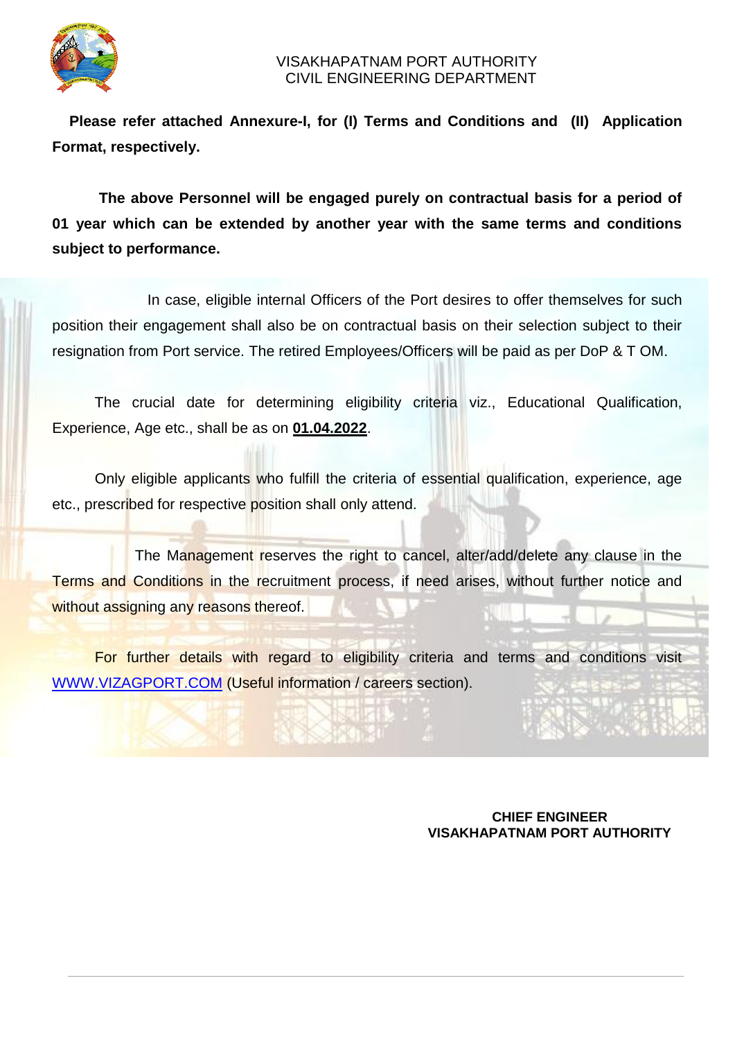VISAKHAPATNAM PORT AUTHORITY
CIVIL ENGINEERING DEPARTMENT

**Please refer attached Annexure-I, for (I) Terms and Conditions and (II) Application Format, respectively.**

**The above Personnel will be engaged purely on contractual basis for a period of 01 year which can be extended by another year with the same terms and conditions subject to performance.**

In case, eligible internal Officers of the Port desires to offer themselves for such position their engagement shall also be on contractual basis on their selection subject to their resignation from Port service. The retired Employees/Officers will be paid as per DoP & T OM.

The crucial date for determining eligibility criteria viz., Educational Qualification, Experience, Age etc., shall be as on **01.04.2022**.

Only eligible applicants who fulfill the criteria of essential qualification, experience, age etc., prescribed for respective position shall only attend.

The Management reserves the right to cancel, alter/add/delete any clause in the Terms and Conditions in the recruitment process, if need arises, without further notice and without assigning any reasons thereof.

For further details with regard to eligibility criteria and terms and conditions visit WWW.VIZAGPORT.COM (Useful information / careers section).

**CHIEF ENGINEER**
**VISAKHAPATNAM PORT AUTHORITY**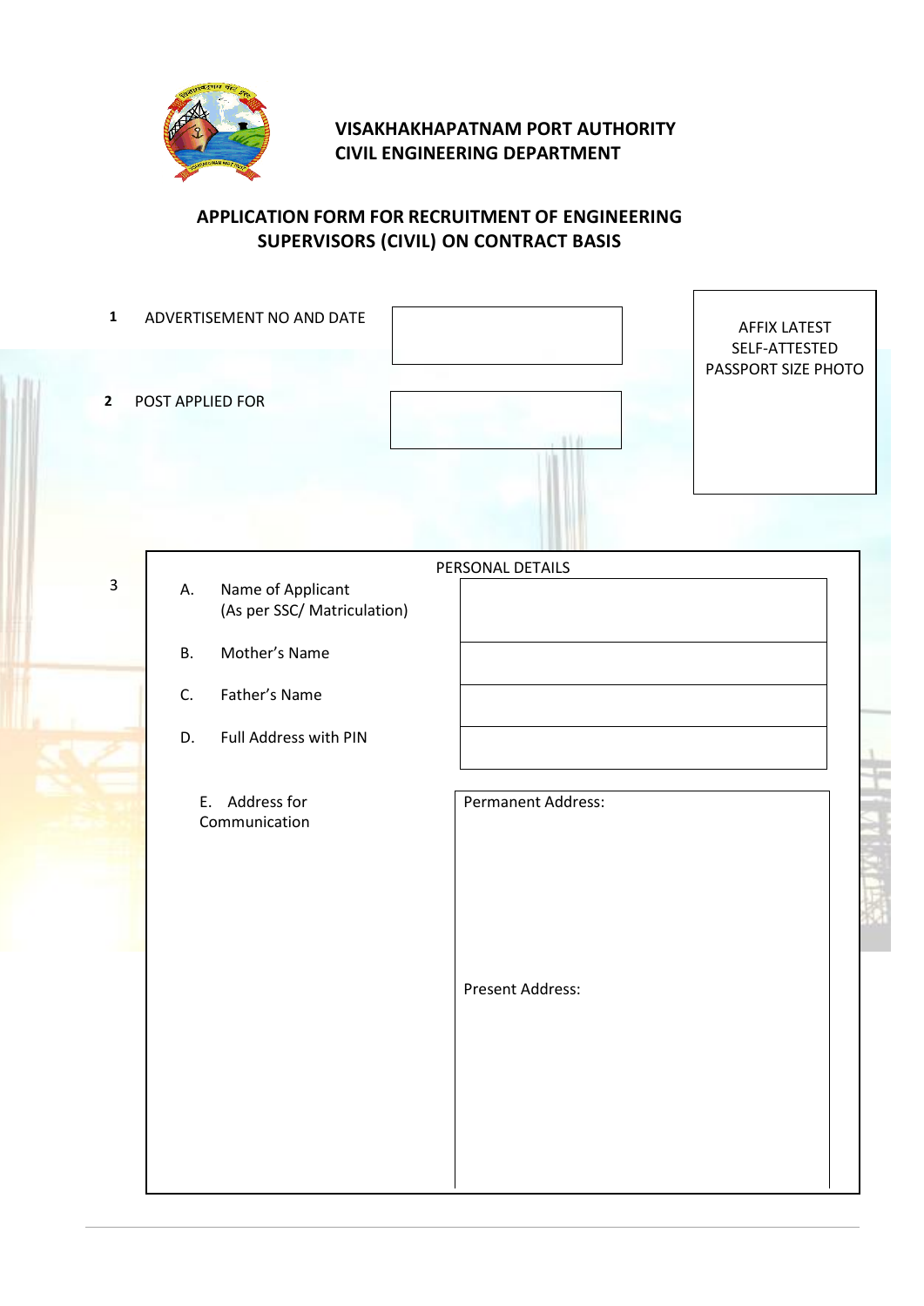**VISAKHAKHAPATNAM PORT AUTHORITY**
**CIVIL ENGINEERING DEPARTMENT**

## APPLICATION FORM FOR RECRUITMENT OF ENGINEERING SUPERVISORS (CIVIL) ON CONTRACT BASIS

| | | | |
|---|---|---|---|
| **1** | ADVERTISEMENT NO AND DATE | | AFFIX LATEST SELF-ATTESTED PASSPORT SIZE PHOTO |
| **2** | POST APPLIED FOR | | |

**3** PERSONAL DETAILS

| | | |
|---|---|---|
| A. | Name of Applicant (As per SSC/ Matriculation) | |
| B. | Mother's Name | |
| C. | Father's Name | |
| D. | Full Address with PIN | |
| E. | Address for Communication | Permanent Address:<br><br><br><br>Present Address: |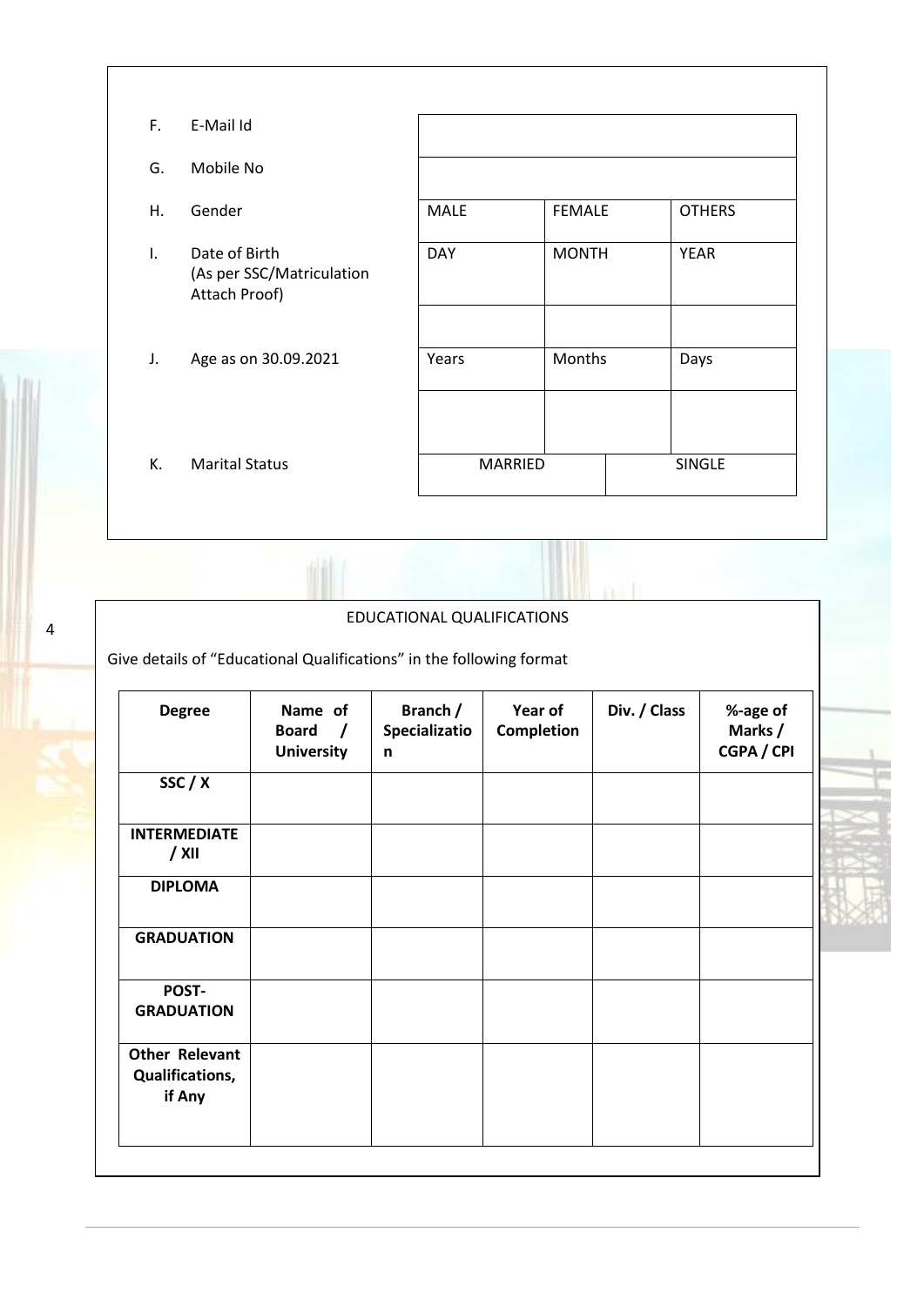| | | | | |
|---|---|---|---|---|
| F. | E-Mail Id | | | |
| G. | Mobile No | | | |
| H. | Gender | MALE | FEMALE | OTHERS |
| I. | Date of Birth (As per SSC/Matriculation Attach Proof) | DAY | MONTH | YEAR |
| | | | | |
| J. | Age as on 30.09.2021 | Years | Months | Days |
| | | | | |
| K. | Marital Status | MARRIED | | SINGLE |

## EDUCATIONAL QUALIFICATIONS

Give details of "Educational Qualifications" in the following format

| **Degree** | **Name of Board / University** | **Branch / Specialization** | **Year of Completion** | **Div. / Class** | **%-age of Marks / CGPA / CPI** |
|---|---|---|---|---|---|
| **SSC / X** | | | | | |
| **INTERMEDIATE / XII** | | | | | |
| **DIPLOMA** | | | | | |
| **GRADUATION** | | | | | |
| **POST-GRADUATION** | | | | | |
| **Other Relevant Qualifications, if Any** | | | | | |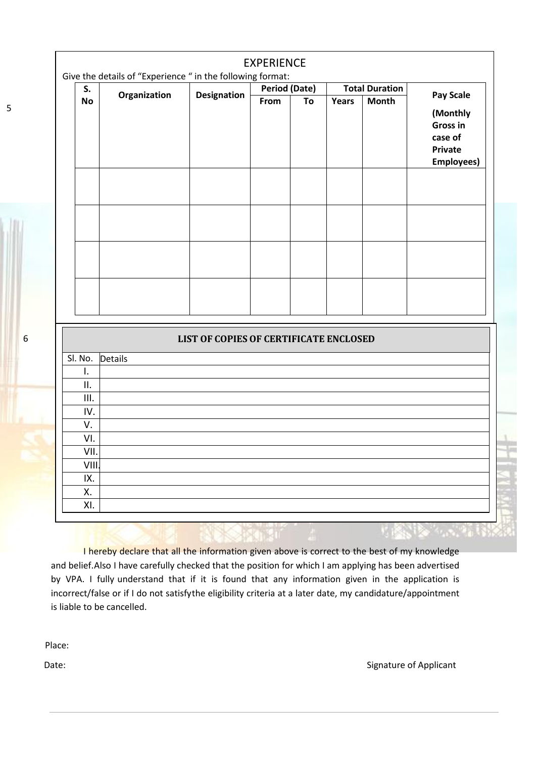5

## EXPERIENCE

Give the details of "Experience " in the following format:

| S. No | Organization | Designation | Period (Date) | | Total Duration | | Pay Scale |
|---|---|---|---|---|---|---|---|
| | | | From | To | Years | Month | (Monthly Gross in case of Private Employees) |
| | | | | | | | |
| | | | | | | | |
| | | | | | | | |
| | | | | | | | |

6

## LIST OF COPIES OF CERTIFICATE ENCLOSED

| Sl. No. | Details |
|---|---|
| I. | |
| II. | |
| III. | |
| IV. | |
| V. | |
| VI. | |
| VII. | |
| VIII. | |
| IX. | |
| X. | |
| XI. | |

I hereby declare that all the information given above is correct to the best of my knowledge and belief.Also I have carefully checked that the position for which I am applying has been advertised by VPA. I fully understand that if it is found that any information given in the application is incorrect/false or if I do not satisfythe eligibility criteria at a later date, my candidature/appointment is liable to be cancelled.

Place:

Date: Signature of Applicant